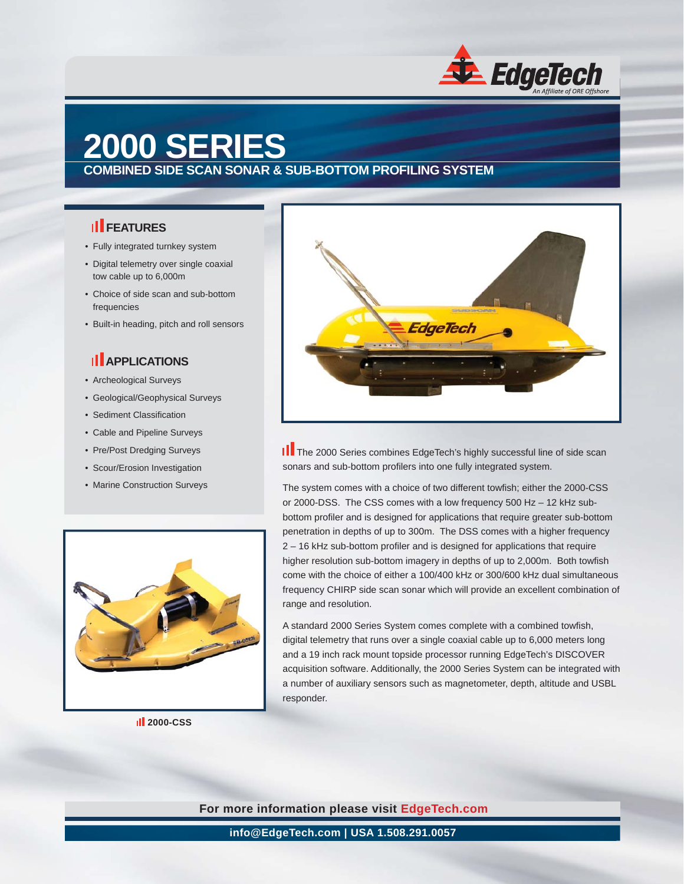# 2000 SERIES

## COMBINED SIDE SCAN SONAR & SUB-BOTTOM PROFILING SYSTEM

### FEATURES

- Fully integrated turnkey system
- Digital telemetry over single coaxial tow cable up to 6,000m
- Choice of side scan and sub-bottom frequencies
- Built-in heading, pitch and roll sensors

### APPLICATIONS

- Archeological Surveys
- Geological/Geophysical Surveys
- Sediment Classification
- Cable and Pipeline Surveys
- Pre/Post Dredging Surveys
- Scour/Erosion Investigation
- Marine Construction Surveys

**2000-CSS**

The 2000 Series combines EdgeTech's highly successful line of side scan sonars and sub-bottom profilers into one fully integrated system.

The system comes with a choice of two different towfish; either the 2000-CSS or 2000-DSS. The CSS comes with a low frequency 500 Hz – 12 kHz sub-bottom profiler and is designed for applications that require greater sub-bottom penetration in depths of up to 300m. The DSS comes with a higher frequency 2 – 16 kHz sub-bottom profiler and is designed for applications that require higher resolution sub-bottom imagery in depths of up to 2,000m. Both towfish come with the choice of either a 100/400 kHz or 300/600 kHz dual simultaneous frequency CHIRP side scan sonar which will provide an excellent combination of range and resolution.

A standard 2000 Series System comes complete with a combined towfish, digital telemetry that runs over a single coaxial cable up to 6,000 meters long and a 19 inch rack mount topside processor running EdgeTech's DISCOVER acquisition software. Additionally, the 2000 Series System can be integrated with a number of auxiliary sensors such as magnetometer, depth, altitude and USBL responder.

**For more information please visit EdgeTech.com**

**info@EdgeTech.com | USA 1.508.291.0057**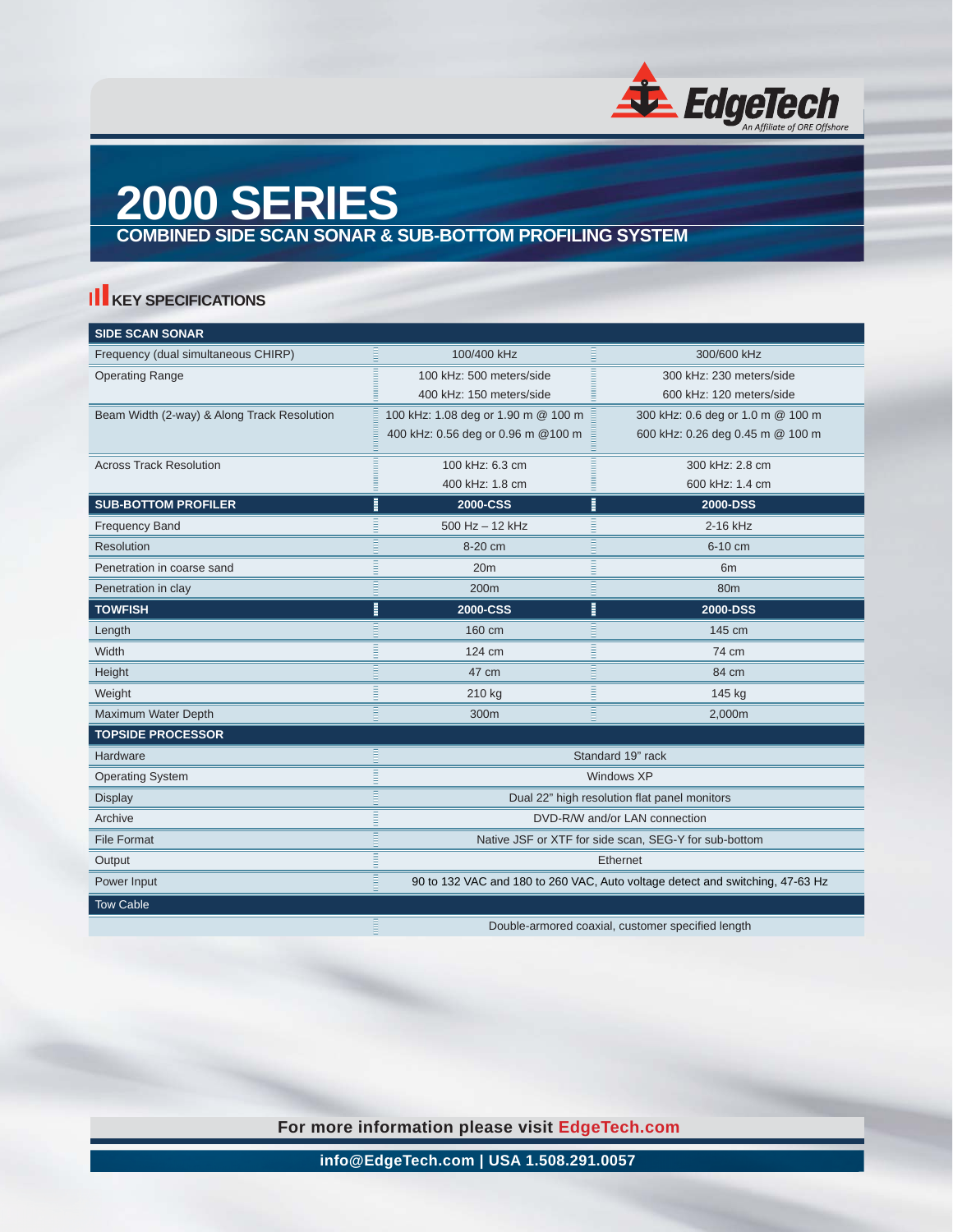# 2000 SERIES

## COMBINED SIDE SCAN SONAR & SUB-BOTTOM PROFILING SYSTEM

### KEY SPECIFICATIONS

| SIDE SCAN SONAR | | |
|---|---|---|
| Frequency (dual simultaneous CHIRP) | 100/400 kHz | 300/600 kHz |
| Operating Range | 100 kHz: 500 meters/side<br>400 kHz: 150 meters/side | 300 kHz: 230 meters/side<br>600 kHz: 120 meters/side |
| Beam Width (2-way) & Along Track Resolution | 100 kHz: 1.08 deg or 1.90 m @ 100 m<br>400 kHz: 0.56 deg or 0.96 m @100 m | 300 kHz: 0.6 deg or 1.0 m @ 100 m<br>600 kHz: 0.26 deg 0.45 m @ 100 m |
| Across Track Resolution | 100 kHz: 6.3 cm<br>400 kHz: 1.8 cm | 300 kHz: 2.8 cm<br>600 kHz: 1.4 cm |
| **SUB-BOTTOM PROFILER** | **2000-CSS** | **2000-DSS** |
| Frequency Band | 500 Hz – 12 kHz | 2-16 kHz |
| Resolution | 8-20 cm | 6-10 cm |
| Penetration in coarse sand | 20m | 6m |
| Penetration in clay | 200m | 80m |
| **TOWFISH** | **2000-CSS** | **2000-DSS** |
| Length | 160 cm | 145 cm |
| Width | 124 cm | 74 cm |
| Height | 47 cm | 84 cm |
| Weight | 210 kg | 145 kg |
| Maximum Water Depth | 300m | 2,000m |
| **TOPSIDE PROCESSOR** | | |
| Hardware | Standard 19" rack | |
| Operating System | Windows XP | |
| Display | Dual 22" high resolution flat panel monitors | |
| Archive | DVD-R/W and/or LAN connection | |
| File Format | Native JSF or XTF for side scan, SEG-Y for sub-bottom | |
| Output | Ethernet | |
| Power Input | 90 to 132 VAC and 180 to 260 VAC, Auto voltage detect and switching, 47-63 Hz | |
| **Tow Cable** | | |
| | Double-armored coaxial, customer specified length | |

**For more information please visit EdgeTech.com**

**info@EdgeTech.com | USA 1.508.291.0057**